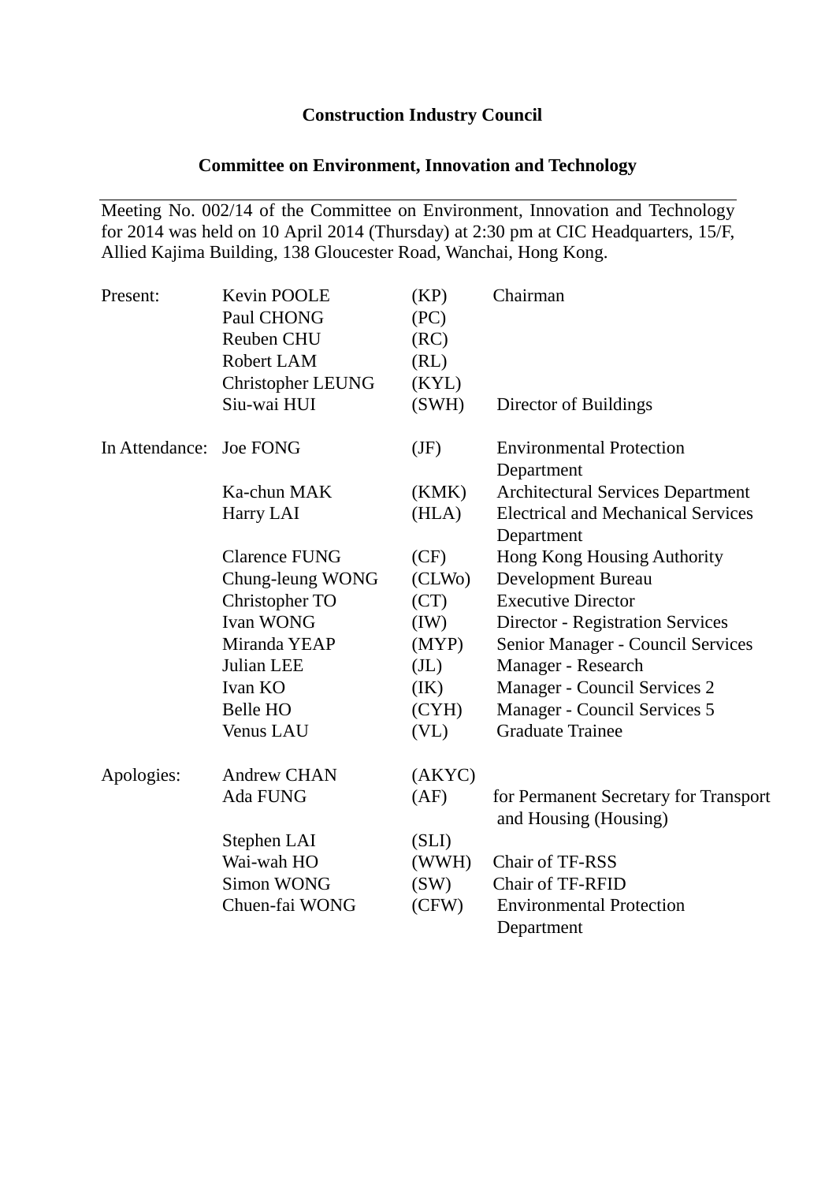# Construction Industry Council

## Committee on Environment, Innovation and Technology

---

Meeting No. 002/14 of the Committee on Environment, Innovation and Technology for 2014 was held on 10 April 2014 (Thursday) at 2:30 pm at CIC Headquarters, 15/F, Allied Kajima Building, 138 Gloucester Road, Wanchai, Hong Kong.

| | | | |
|---|---|---|---|
| Present: | Kevin POOLE | (KP) | Chairman |
| | Paul CHONG | (PC) | |
| | Reuben CHU | (RC) | |
| | Robert LAM | (RL) | |
| | Christopher LEUNG | (KYL) | |
| | Siu-wai HUI | (SWH) | Director of Buildings |
| In Attendance: | Joe FONG | (JF) | Environmental Protection Department |
| | Ka-chun MAK | (KMK) | Architectural Services Department |
| | Harry LAI | (HLA) | Electrical and Mechanical Services Department |
| | Clarence FUNG | (CF) | Hong Kong Housing Authority |
| | Chung-leung WONG | (CLWo) | Development Bureau |
| | Christopher TO | (CT) | Executive Director |
| | Ivan WONG | (IW) | Director - Registration Services |
| | Miranda YEAP | (MYP) | Senior Manager - Council Services |
| | Julian LEE | (JL) | Manager - Research |
| | Ivan KO | (IK) | Manager - Council Services 2 |
| | Belle HO | (CYH) | Manager - Council Services 5 |
| | Venus LAU | (VL) | Graduate Trainee |
| Apologies: | Andrew CHAN | (AKYC) | |
| | Ada FUNG | (AF) | for Permanent Secretary for Transport and Housing (Housing) |
| | Stephen LAI | (SLI) | |
| | Wai-wah HO | (WWH) | Chair of TF-RSS |
| | Simon WONG | (SW) | Chair of TF-RFID |
| | Chuen-fai WONG | (CFW) | Environmental Protection Department |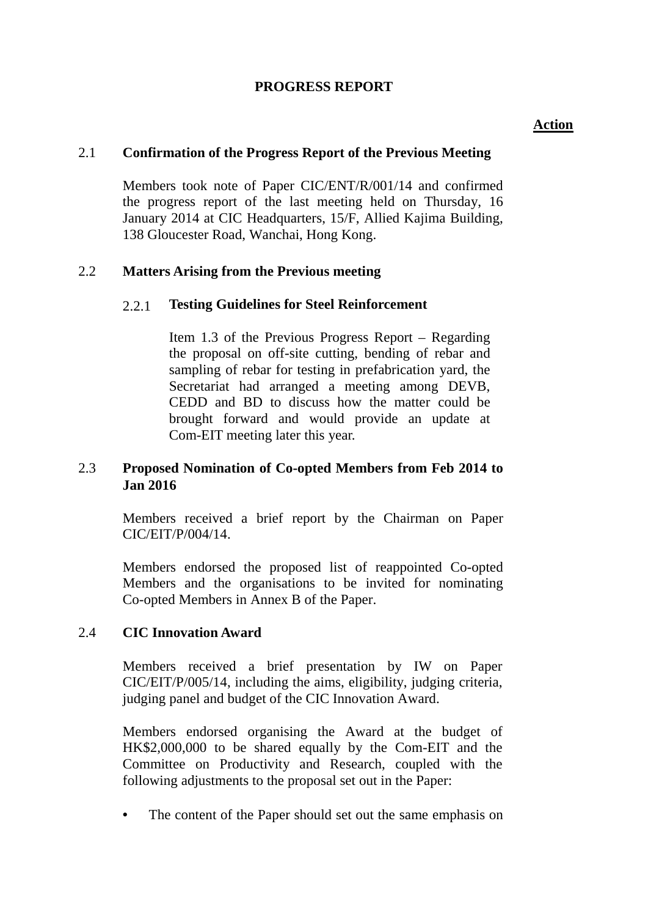**PROGRESS REPORT**

**Action**

### 2.1 Confirmation of the Progress Report of the Previous Meeting

Members took note of Paper CIC/ENT/R/001/14 and confirmed the progress report of the last meeting held on Thursday, 16 January 2014 at CIC Headquarters, 15/F, Allied Kajima Building, 138 Gloucester Road, Wanchai, Hong Kong.

### 2.2 Matters Arising from the Previous meeting

#### 2.2.1 Testing Guidelines for Steel Reinforcement

Item 1.3 of the Previous Progress Report – Regarding the proposal on off-site cutting, bending of rebar and sampling of rebar for testing in prefabrication yard, the Secretariat had arranged a meeting among DEVB, CEDD and BD to discuss how the matter could be brought forward and would provide an update at Com-EIT meeting later this year.

### 2.3 Proposed Nomination of Co-opted Members from Feb 2014 to Jan 2016

Members received a brief report by the Chairman on Paper CIC/EIT/P/004/14.

Members endorsed the proposed list of reappointed Co-opted Members and the organisations to be invited for nominating Co-opted Members in Annex B of the Paper.

### 2.4 CIC Innovation Award

Members received a brief presentation by IW on Paper CIC/EIT/P/005/14, including the aims, eligibility, judging criteria, judging panel and budget of the CIC Innovation Award.

Members endorsed organising the Award at the budget of HK$2,000,000 to be shared equally by the Com-EIT and the Committee on Productivity and Research, coupled with the following adjustments to the proposal set out in the Paper:

- The content of the Paper should set out the same emphasis on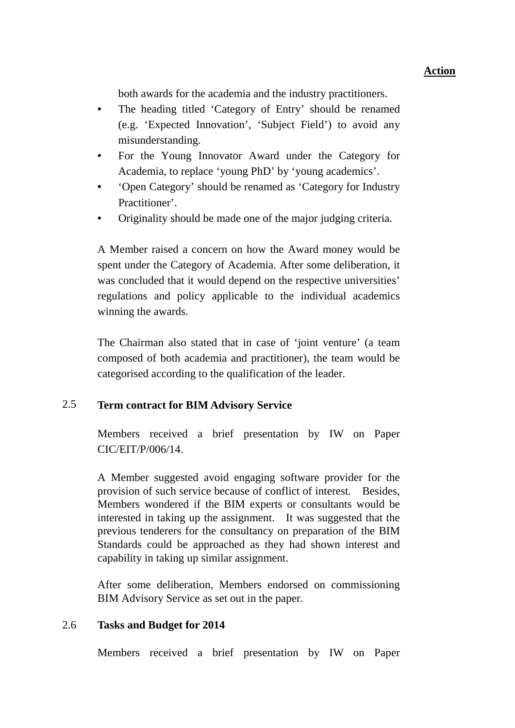**Action**

both awards for the academia and the industry practitioners.

- The heading titled 'Category of Entry' should be renamed (e.g. 'Expected Innovation', 'Subject Field') to avoid any misunderstanding.
- For the Young Innovator Award under the Category for Academia, to replace 'young PhD' by 'young academics'.
- 'Open Category' should be renamed as 'Category for Industry Practitioner'.
- Originality should be made one of the major judging criteria.

A Member raised a concern on how the Award money would be spent under the Category of Academia. After some deliberation, it was concluded that it would depend on the respective universities' regulations and policy applicable to the individual academics winning the awards.

The Chairman also stated that in case of 'joint venture' (a team composed of both academia and practitioner), the team would be categorised according to the qualification of the leader.

2.5 **Term contract for BIM Advisory Service**

Members received a brief presentation by IW on Paper CIC/EIT/P/006/14.

A Member suggested avoid engaging software provider for the provision of such service because of conflict of interest. Besides, Members wondered if the BIM experts or consultants would be interested in taking up the assignment. It was suggested that the previous tenderers for the consultancy on preparation of the BIM Standards could be approached as they had shown interest and capability in taking up similar assignment.

After some deliberation, Members endorsed on commissioning BIM Advisory Service as set out in the paper.

2.6 **Tasks and Budget for 2014**

Members received a brief presentation by IW on Paper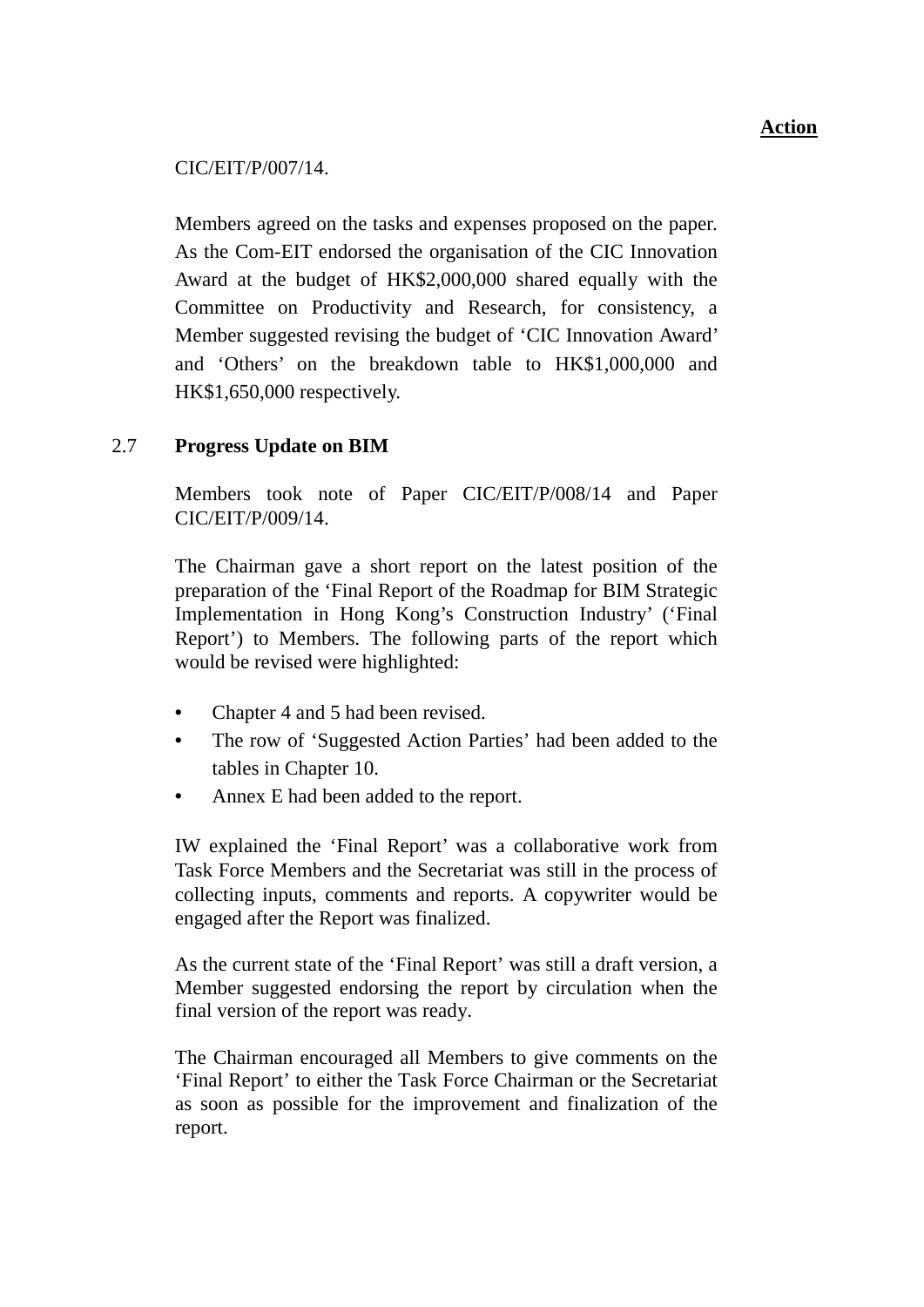**Action**

CIC/EIT/P/007/14.

Members agreed on the tasks and expenses proposed on the paper. As the Com-EIT endorsed the organisation of the CIC Innovation Award at the budget of HK$2,000,000 shared equally with the Committee on Productivity and Research, for consistency, a Member suggested revising the budget of 'CIC Innovation Award' and 'Others' on the breakdown table to HK$1,000,000 and HK$1,650,000 respectively.

2.7 **Progress Update on BIM**

Members took note of Paper CIC/EIT/P/008/14 and Paper CIC/EIT/P/009/14.

The Chairman gave a short report on the latest position of the preparation of the 'Final Report of the Roadmap for BIM Strategic Implementation in Hong Kong's Construction Industry' ('Final Report') to Members. The following parts of the report which would be revised were highlighted:

- Chapter 4 and 5 had been revised.
- The row of 'Suggested Action Parties' had been added to the tables in Chapter 10.
- Annex E had been added to the report.

IW explained the 'Final Report' was a collaborative work from Task Force Members and the Secretariat was still in the process of collecting inputs, comments and reports. A copywriter would be engaged after the Report was finalized.

As the current state of the 'Final Report' was still a draft version, a Member suggested endorsing the report by circulation when the final version of the report was ready.

The Chairman encouraged all Members to give comments on the 'Final Report' to either the Task Force Chairman or the Secretariat as soon as possible for the improvement and finalization of the report.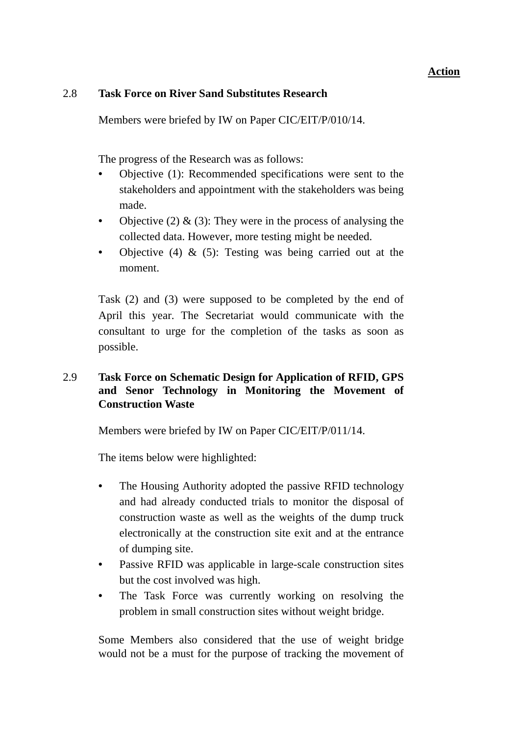**Action**

2.8 **Task Force on River Sand Substitutes Research**

Members were briefed by IW on Paper CIC/EIT/P/010/14.

The progress of the Research was as follows:

- Objective (1): Recommended specifications were sent to the stakeholders and appointment with the stakeholders was being made.
- Objective (2) & (3): They were in the process of analysing the collected data. However, more testing might be needed.
- Objective (4) & (5): Testing was being carried out at the moment.

Task (2) and (3) were supposed to be completed by the end of April this year. The Secretariat would communicate with the consultant to urge for the completion of the tasks as soon as possible.

2.9 **Task Force on Schematic Design for Application of RFID, GPS and Senor Technology in Monitoring the Movement of Construction Waste**

Members were briefed by IW on Paper CIC/EIT/P/011/14.

The items below were highlighted:

- The Housing Authority adopted the passive RFID technology and had already conducted trials to monitor the disposal of construction waste as well as the weights of the dump truck electronically at the construction site exit and at the entrance of dumping site.
- Passive RFID was applicable in large-scale construction sites but the cost involved was high.
- The Task Force was currently working on resolving the problem in small construction sites without weight bridge.

Some Members also considered that the use of weight bridge would not be a must for the purpose of tracking the movement of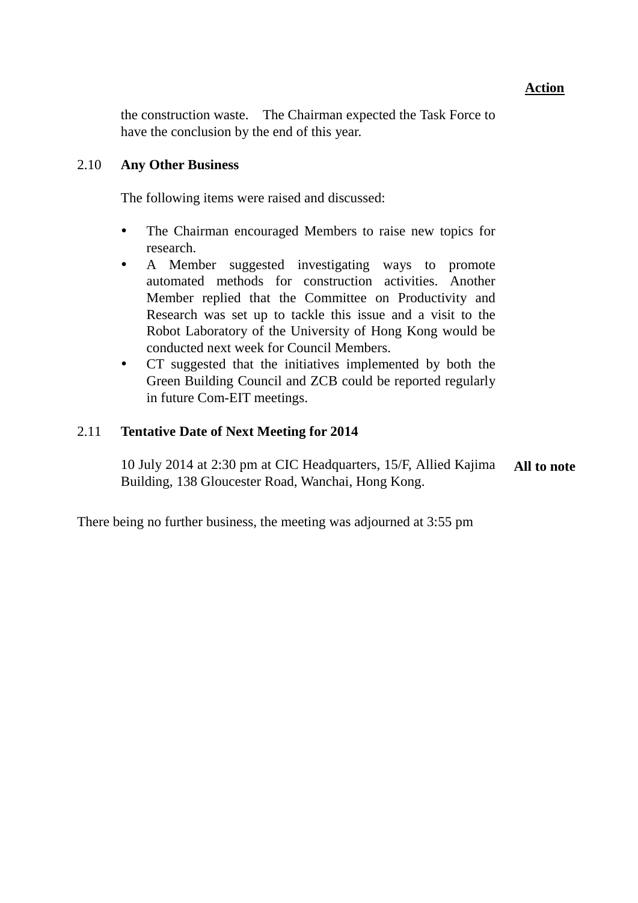**Action**

the construction waste. The Chairman expected the Task Force to have the conclusion by the end of this year.

2.10 **Any Other Business**

The following items were raised and discussed:

- The Chairman encouraged Members to raise new topics for research.
- A Member suggested investigating ways to promote automated methods for construction activities. Another Member replied that the Committee on Productivity and Research was set up to tackle this issue and a visit to the Robot Laboratory of the University of Hong Kong would be conducted next week for Council Members.
- CT suggested that the initiatives implemented by both the Green Building Council and ZCB could be reported regularly in future Com-EIT meetings.

2.11 **Tentative Date of Next Meeting for 2014**

10 July 2014 at 2:30 pm at CIC Headquarters, 15/F, Allied Kajima Building, 138 Gloucester Road, Wanchai, Hong Kong. **All to note**

There being no further business, the meeting was adjourned at 3:55 pm